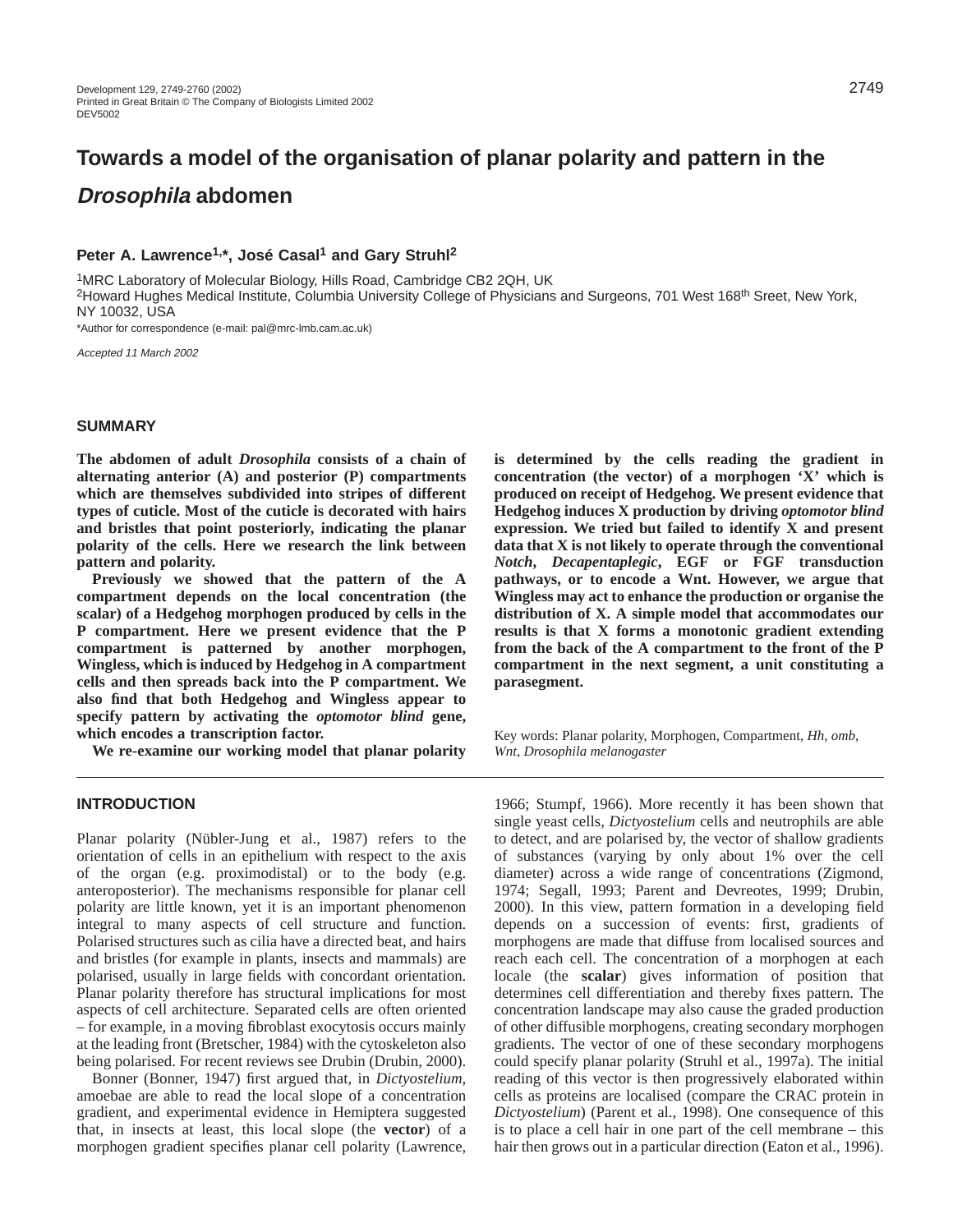# Towards a model of the organisation of planar polarity and pattern in the *Drosophila* abdomen

**Peter A. Lawrence[1,*], José Casal[1] and Gary Struhl[2]**

[1]MRC Laboratory of Molecular Biology, Hills Road, Cambridge CB2 2QH, UK
[2]Howard Hughes Medical Institute, Columbia University College of Physicians and Surgeons, 701 West 168th Sreet, New York, NY 10032, USA
*Author for correspondence (e-mail: pal@mrc-lmb.cam.ac.uk)

*Accepted 11 March 2002*

## SUMMARY

**The abdomen of adult *Drosophila* consists of a chain of alternating anterior (A) and posterior (P) compartments which are themselves subdivided into stripes of different types of cuticle. Most of the cuticle is decorated with hairs and bristles that point posteriorly, indicating the planar polarity of the cells. Here we research the link between pattern and polarity.**

**Previously we showed that the pattern of the A compartment depends on the local concentration (the scalar) of a Hedgehog morphogen produced by cells in the P compartment. Here we present evidence that the P compartment is patterned by another morphogen, Wingless, which is induced by Hedgehog in A compartment cells and then spreads back into the P compartment. We also find that both Hedgehog and Wingless appear to specify pattern by activating the *optomotor blind* gene, which encodes a transcription factor.**

**We re-examine our working model that planar polarity is determined by the cells reading the gradient in concentration (the vector) of a morphogen 'X' which is produced on receipt of Hedgehog. We present evidence that Hedgehog induces X production by driving *optomotor blind* expression. We tried but failed to identify X and present data that X is not likely to operate through the conventional *Notch*, *Decapentaplegic*, EGF or FGF transduction pathways, or to encode a Wnt. However, we argue that Wingless may act to enhance the production or organise the distribution of X. A simple model that accommodates our results is that X forms a monotonic gradient extending from the back of the A compartment to the front of the P compartment in the next segment, a unit constituting a parasegment.**

Key words: Planar polarity, Morphogen, Compartment, *Hh*, *omb*, *Wnt*, *Drosophila melanogaster*

## INTRODUCTION

Planar polarity (Nübler-Jung et al., 1987) refers to the orientation of cells in an epithelium with respect to the axis of the organ (e.g. proximodistal) or to the body (e.g. anteroposterior). The mechanisms responsible for planar cell polarity are little known, yet it is an important phenomenon integral to many aspects of cell structure and function. Polarised structures such as cilia have a directed beat, and hairs and bristles (for example in plants, insects and mammals) are polarised, usually in large fields with concordant orientation. Planar polarity therefore has structural implications for most aspects of cell architecture. Separated cells are often oriented – for example, in a moving fibroblast exocytosis occurs mainly at the leading front (Bretscher, 1984) with the cytoskeleton also being polarised. For recent reviews see Drubin (Drubin, 2000).

Bonner (Bonner, 1947) first argued that, in *Dictyostelium*, amoebae are able to read the local slope of a concentration gradient, and experimental evidence in Hemiptera suggested that, in insects at least, this local slope (the **vector**) of a morphogen gradient specifies planar cell polarity (Lawrence, 1966; Stumpf, 1966). More recently it has been shown that single yeast cells, *Dictyostelium* cells and neutrophils are able to detect, and are polarised by, the vector of shallow gradients of substances (varying by only about 1% over the cell diameter) across a wide range of concentrations (Zigmond, 1974; Segall, 1993; Parent and Devreotes, 1999; Drubin, 2000). In this view, pattern formation in a developing field depends on a succession of events: first, gradients of morphogens are made that diffuse from localised sources and reach each cell. The concentration of a morphogen at each locale (the **scalar**) gives information of position that determines cell differentiation and thereby fixes pattern. The concentration landscape may also cause the graded production of other diffusible morphogens, creating secondary morphogen gradients. The vector of one of these secondary morphogens could specify planar polarity (Struhl et al., 1997a). The initial reading of this vector is then progressively elaborated within cells as proteins are localised (compare the CRAC protein in *Dictyostelium*) (Parent et al., 1998). One consequence of this is to place a cell hair in one part of the cell membrane – this hair then grows out in a particular direction (Eaton et al., 1996).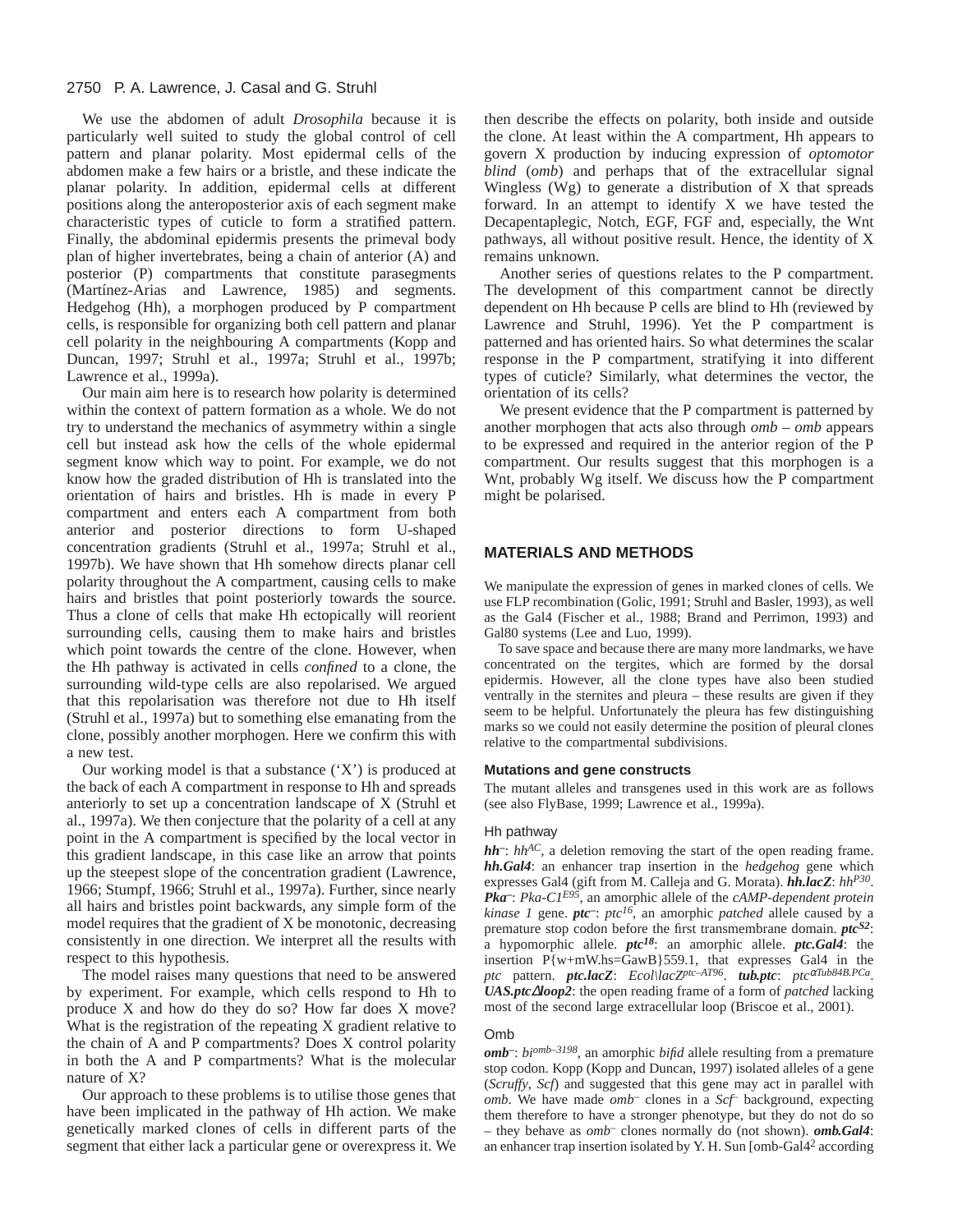We use the abdomen of adult *Drosophila* because it is particularly well suited to study the global control of cell pattern and planar polarity. Most epidermal cells of the abdomen make a few hairs or a bristle, and these indicate the planar polarity. In addition, epidermal cells at different positions along the anteroposterior axis of each segment make characteristic types of cuticle to form a stratified pattern. Finally, the abdominal epidermis presents the primeval body plan of higher invertebrates, being a chain of anterior (A) and posterior (P) compartments that constitute parasegments (Martínez-Arias and Lawrence, 1985) and segments. Hedgehog (Hh), a morphogen produced by P compartment cells, is responsible for organizing both cell pattern and planar cell polarity in the neighbouring A compartments (Kopp and Duncan, 1997; Struhl et al., 1997a; Struhl et al., 1997b; Lawrence et al., 1999a).

Our main aim here is to research how polarity is determined within the context of pattern formation as a whole. We do not try to understand the mechanics of asymmetry within a single cell but instead ask how the cells of the whole epidermal segment know which way to point. For example, we do not know how the graded distribution of Hh is translated into the orientation of hairs and bristles. Hh is made in every P compartment and enters each A compartment from both anterior and posterior directions to form U-shaped concentration gradients (Struhl et al., 1997a; Struhl et al., 1997b). We have shown that Hh somehow directs planar cell polarity throughout the A compartment, causing cells to make hairs and bristles that point posteriorly towards the source. Thus a clone of cells that make Hh ectopically will reorient surrounding cells, causing them to make hairs and bristles which point towards the centre of the clone. However, when the Hh pathway is activated in cells *confined* to a clone, the surrounding wild-type cells are also repolarised. We argued that this repolarisation was therefore not due to Hh itself (Struhl et al., 1997a) but to something else emanating from the clone, possibly another morphogen. Here we confirm this with a new test.

Our working model is that a substance ('X') is produced at the back of each A compartment in response to Hh and spreads anteriorly to set up a concentration landscape of X (Struhl et al., 1997a). We then conjecture that the polarity of a cell at any point in the A compartment is specified by the local vector in this gradient landscape, in this case like an arrow that points up the steepest slope of the concentration gradient (Lawrence, 1966; Stumpf, 1966; Struhl et al., 1997a). Further, since nearly all hairs and bristles point backwards, any simple form of the model requires that the gradient of X be monotonic, decreasing consistently in one direction. We interpret all the results with respect to this hypothesis.

The model raises many questions that need to be answered by experiment. For example, which cells respond to Hh to produce X and how do they do so? How far does X move? What is the registration of the repeating X gradient relative to the chain of A and P compartments? Does X control polarity in both the A and P compartments? What is the molecular nature of X?

Our approach to these problems is to utilise those genes that have been implicated in the pathway of Hh action. We make genetically marked clones of cells in different parts of the segment that either lack a particular gene or overexpress it. We then describe the effects on polarity, both inside and outside the clone. At least within the A compartment, Hh appears to govern X production by inducing expression of *optomotor blind* (*omb*) and perhaps that of the extracellular signal Wingless (Wg) to generate a distribution of X that spreads forward. In an attempt to identify X we have tested the Decapentaplegic, Notch, EGF, FGF and, especially, the Wnt pathways, all without positive result. Hence, the identity of X remains unknown.

Another series of questions relates to the P compartment. The development of this compartment cannot be directly dependent on Hh because P cells are blind to Hh (reviewed by Lawrence and Struhl, 1996). Yet the P compartment is patterned and has oriented hairs. So what determines the scalar response in the P compartment, stratifying it into different types of cuticle? Similarly, what determines the vector, the orientation of its cells?

We present evidence that the P compartment is patterned by another morphogen that acts also through *omb* – *omb* appears to be expressed and required in the anterior region of the P compartment. Our results suggest that this morphogen is a Wnt, probably Wg itself. We discuss how the P compartment might be polarised.

## MATERIALS AND METHODS

We manipulate the expression of genes in marked clones of cells. We use FLP recombination (Golic, 1991; Struhl and Basler, 1993), as well as the Gal4 (Fischer et al., 1988; Brand and Perrimon, 1993) and Gal80 systems (Lee and Luo, 1999).

To save space and because there are many more landmarks, we have concentrated on the tergites, which are formed by the dorsal epidermis. However, all the clone types have also been studied ventrally in the sternites and pleura – these results are given if they seem to be helpful. Unfortunately the pleura has few distinguishing marks so we could not easily determine the position of pleural clones relative to the compartmental subdivisions.

### Mutations and gene constructs

The mutant alleles and transgenes used in this work are as follows (see also FlyBase, 1999; Lawrence et al., 1999a).

#### Hh pathway

***hh***$^{-}$: *hh*$^{AC}$, a deletion removing the start of the open reading frame. ***hh.Gal4***: an enhancer trap insertion in the *hedgehog* gene which expresses Gal4 (gift from M. Calleja and G. Morata). ***hh.lacZ***: *hh*$^{P30}$. ***Pka***$^{-}$: *Pka-C1*$^{E95}$, an amorphic allele of the *cAMP-dependent protein kinase 1* gene. ***ptc***$^{-}$: *ptc*$^{16}$, an amorphic *patched* allele caused by a premature stop codon before the first transmembrane domain. ***ptc***$^{S2}$: a hypomorphic allele. ***ptc***$^{18}$: an amorphic allele. ***ptc.Gal4***: the insertion P{w+mW.hs=GawB}559.1, that expresses Gal4 in the *ptc* pattern. ***ptc.lacZ***: *EcoI\lacZ*$^{ptc–AT96}$. ***tub.ptc***: *ptc*$^{\alpha Tub84B.PCa}$. ***UAS.ptc∆loop2***: the open reading frame of a form of *patched* lacking most of the second large extracellular loop (Briscoe et al., 2001).

#### Omb

***omb***$^{-}$: *bi*$^{omb–3198}$, an amorphic *bifid* allele resulting from a premature stop codon. Kopp (Kopp and Duncan, 1997) isolated alleles of a gene (*Scruffy*, *Scf*) and suggested that this gene may act in parallel with *omb*. We have made *omb*$^{-}$ clones in a *Scf*$^{-}$ background, expecting them therefore to have a stronger phenotype, but they do not do so – they behave as *omb*$^{-}$ clones normally do (not shown). ***omb.Gal4***: an enhancer trap insertion isolated by Y. H. Sun [omb-Gal4[2] according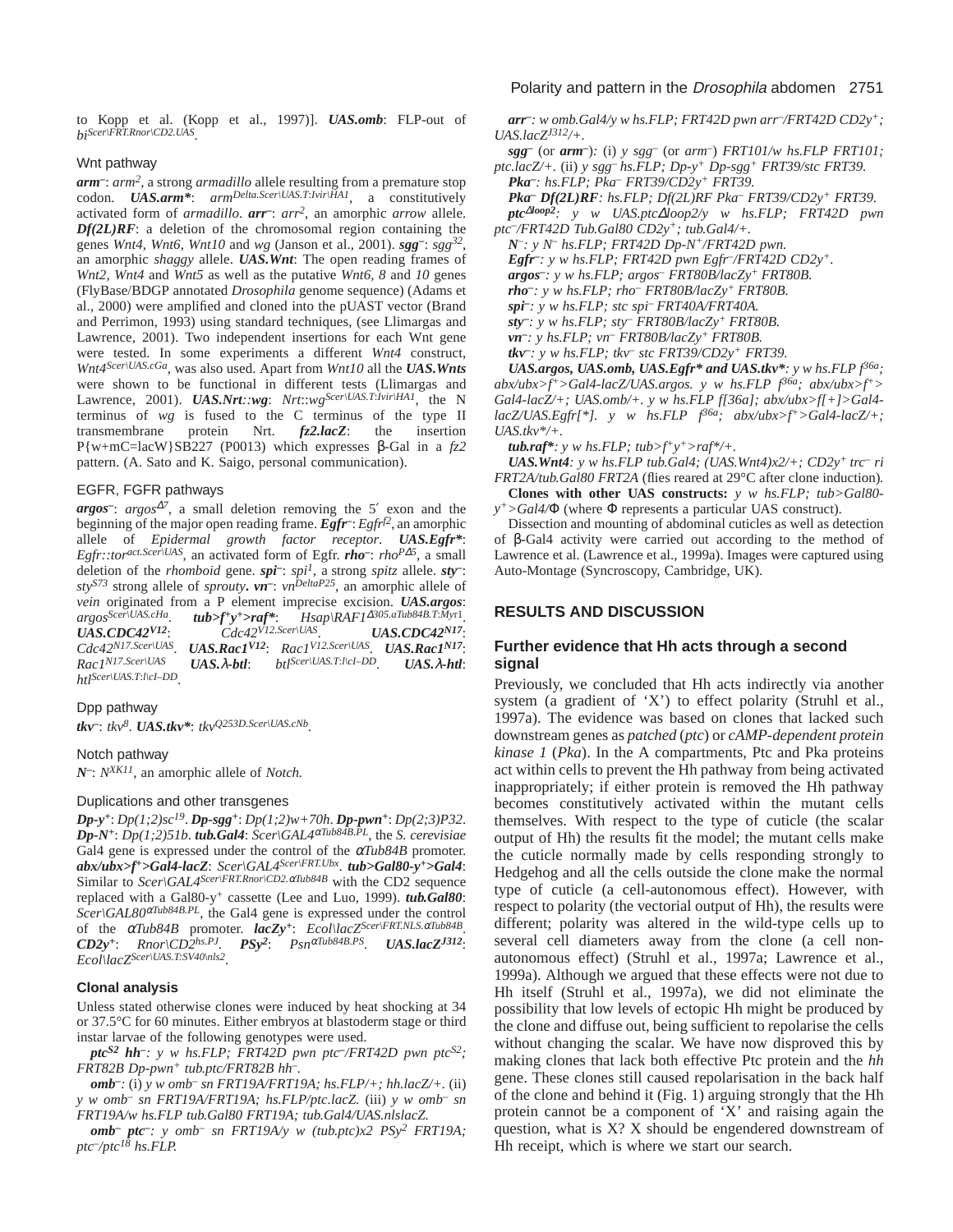to Kopp et al. (Kopp et al., 1997)]. ***UAS.omb***: FLP-out of *bi*$^{Scer\backslash FRT.Rnor\backslash CD2.UAS}$.

### Wnt pathway

***arm***$^{–}$: *arm*$^{2}$, a strong *armadillo* allele resulting from a premature stop codon. ***UAS.arm\****: *arm*$^{Delta.Scer\backslash UAS.T:Ivir\backslash HA1}$, a constitutively activated form of *armadillo*. ***arr***$^{–}$: *arr*$^{2}$, an amorphic *arrow* allele. ***Df(2L)RF***: a deletion of the chromosomal region containing the genes *Wnt4*, *Wnt6*, *Wnt10* and *wg* (Janson et al., 2001). ***sgg***$^{–}$: *sgg*$^{32}$, an amorphic *shaggy* allele. ***UAS.Wnt***: The open reading frames of *Wnt2*, *Wnt4* and *Wnt5* as well as the putative *Wnt6*, *8* and *10* genes (FlyBase/BDGP annotated *Drosophila* genome sequence) (Adams et al., 2000) were amplified and cloned into the pUAST vector (Brand and Perrimon, 1993) using standard techniques, (see Llimargas and Lawrence, 2001). Two independent insertions for each Wnt gene were tested. In some experiments a different *Wnt4* construct, *Wnt4*$^{Scer\backslash UAS.cGa}$, was also used. Apart from *Wnt10* all the ***UAS.Wnts*** were shown to be functional in different tests (Llimargas and Lawrence, 2001). ***UAS.Nrt::wg***: *Nrt*::*wg*$^{Scer\backslash UAS.T:Ivir\backslash HA1}$, the N terminus of *wg* is fused to the C terminus of the type II transmembrane protein Nrt. ***fz2.lacZ***: the insertion P{w+mC=lacW}SB227 (P0013) which expresses β-Gal in a *fz2* pattern. (A. Sato and K. Saigo, personal communication).

### EGFR, FGFR pathways

***argos***$^{–}$: *argos*$^{\Delta 7}$, a small deletion removing the 5′ exon and the beginning of the major open reading frame. ***Egfr***$^{–}$: *Egfr*$^{f2}$, an amorphic allele of *Epidermal growth factor receptor*. ***UAS.Egfr\****: *Egfr::tor*$^{act.Scer\backslash UAS}$, an activated form of Egfr. ***rho***$^{–}$: *rho*$^{P\Delta 5}$, a small deletion of the *rhomboid* gene. ***spi***$^{–}$: *spi*$^{1}$, a strong *spitz* allele. ***sty***$^{–}$: *sty*$^{S73}$ strong allele of *sprouty*. ***vn***$^{–}$: *vn*$^{DeltaP25}$, an amorphic allele of *vein* originated from a P element imprecise excision. ***UAS.argos***: *argos*$^{Scer\backslash UAS.cHa}$. ***tub>f***$^{+}$***y***$^{+}$***>raf\****: *Hsap\RAF1*$^{\Delta 305.aTub84B.T:Myr1}$. ***UAS.CDC42***$^{V12}$: *Cdc42*$^{V12.Scer\backslash UAS}$. ***UAS.CDC42***$^{N17}$: *Cdc42*$^{N17.Scer\backslash UAS}$. ***UAS.Rac1***$^{V12}$: *Rac1*$^{V12.Scer\backslash UAS}$. ***UAS.Rac1***$^{N17}$: *Rac1*$^{N17.Scer\backslash UAS}$. ***UAS.λ-btl***: *btl*$^{Scer\backslash UAS.T:l\backslash cI–DD}$. ***UAS.λ-htl***: *htl*$^{Scer\backslash UAS.T:l\backslash cI–DD}$.

### Dpp pathway

***tkv***$^{–}$: *tkv*$^{8}$. ***UAS.tkv\****: *tkv*$^{Q253D.Scer\backslash UAS.cNb}$.

### Notch pathway

***N***$^{–}$: *N*$^{XK11}$, an amorphic allele of *Notch.*

### Duplications and other transgenes

***Dp-y***$^{+}$: *Dp(1;2)sc*$^{19}$. ***Dp-sgg***$^{+}$: *Dp(1;2)w+70h*. ***Dp-pwn***$^{+}$: *Dp(2;3)P32*. ***Dp-N***$^{+}$: *Dp(1;2)51b*. ***tub.Gal4***: *Scer\GAL4*$^{\alpha Tub84B.PL}$, the *S. cerevisiae* Gal4 gene is expressed under the control of the *αTub84B* promoter. ***abx/ubx>f***$^{+}$***>Gal4-lacZ***: *Scer\GAL4*$^{Scer\backslash FRT.Ubx}$. ***tub>Gal80-y***$^{+}$***>Gal4***: Similar to *Scer\GAL4*$^{Scer\backslash FRT.Rnor\backslash CD2.\alpha Tub84B}$ with the CD2 sequence replaced with a Gal80-y$^{+}$ cassette (Lee and Luo, 1999). ***tub.Gal80***: *Scer\GAL80*$^{\alpha Tub84B.PL}$, the Gal4 gene is expressed under the control of the *αTub84B* promoter. ***lacZy***$^{+}$: *Ecol\lacZ*$^{Scer\backslash FRT.NLS.\alpha Tub84B}$. ***CD2y***$^{+}$: *Rnor\CD2*$^{hs.PJ}$. ***PSy***$^{2}$: *Psn*$^{\alpha Tub84B.PS}$. ***UAS.lacZ***$^{J312}$: *Ecol\lacZ*$^{Scer\backslash UAS.T:SV40\backslash nls2}$.

### Clonal analysis

Unless stated otherwise clones were induced by heat shocking at 34 or 37.5°C for 60 minutes. Either embryos at blastoderm stage or third instar larvae of the following genotypes were used.

***ptc***$^{S2}$ ***hh***$^{–}$*: y w hs.FLP; FRT42D pwn ptc*$^{–}$*/FRT42D pwn ptc*$^{S2}$*; FRT82B Dp-pwn*$^{+}$ *tub.ptc/FRT82B hh*$^{–}$.

***omb***$^{–}$*:* (i) *y w omb*$^{–}$ *sn FRT19A/FRT19A; hs.FLP/+; hh.lacZ/+.* (ii) *y w omb*$^{–}$ *sn FRT19A/FRT19A; hs.FLP/ptc.lacZ.* (iii) *y w omb*$^{–}$ *sn FRT19A/w hs.FLP tub.Gal80 FRT19A; tub.Gal4/UAS.nlslacZ.*

***omb***$^{–}$ ***ptc***$^{–}$*: y omb*$^{–}$ *sn FRT19A/y w (tub.ptc)x2 PSy*$^{2}$ *FRT19A; ptc*$^{–}$*/ptc*$^{18}$ *hs.FLP.*

***arr***$^{–}$*: w omb.Gal4/y w hs.FLP; FRT42D pwn arr*$^{–}$*/FRT42D CD2y*$^{+}$*; UAS.lacZ*$^{J312}$*/+.*

***sgg***$^{–}$ (or ***arm***$^{–}$)*:* (i) *y sgg*$^{–}$ (or *arm*$^{–}$) *FRT101/w hs.FLP FRT101; ptc.lacZ/+.* (ii) *y sgg*$^{–}$ *hs.FLP; Dp-y*$^{+}$ *Dp-sgg*$^{+}$ *FRT39/stc FRT39.*

***Pka***$^{–}$*: hs.FLP; Pka*$^{–}$ *FRT39/CD2y*$^{+}$ *FRT39.*

***Pka***$^{–}$ ***Df(2L)RF****: hs.FLP; Df(2L)RF Pka*$^{–}$ *FRT39/CD2y*$^{+}$ *FRT39.*

***ptc***$^{\Delta loop2}$*: y w UAS.ptcΔloop2/y w hs.FLP; FRT42D pwn ptc*$^{–}$*/FRT42D Tub.Gal80 CD2y*$^{+}$*; tub.Gal4/+.*

***N***$^{–}$*: y N*$^{–}$ *hs.FLP; FRT42D Dp-N*$^{+}$*/FRT42D pwn.*

***Egfr***$^{–}$*: y w hs.FLP; FRT42D pwn Egfr*$^{–}$*/FRT42D CD2y*$^{+}$*.*

***argos***$^{–}$*: y w hs.FLP; argos*$^{–}$ *FRT80B/lacZy*$^{+}$ *FRT80B.*

***rho***$^{–}$*: y w hs.FLP; rho*$^{–}$ *FRT80B/lacZy*$^{+}$ *FRT80B.*

***spi***$^{–}$*: y w hs.FLP; stc spi*$^{–}$ *FRT40A/FRT40A.*

***sty***$^{–}$*: y w hs.FLP; sty*$^{–}$ *FRT80B/lacZy*$^{+}$ *FRT80B.*

***vn***$^{–}$*: y hs.FLP; vn*$^{–}$ *FRT80B/lacZy*$^{+}$ *FRT80B.*

***tkv***$^{–}$*: y w hs.FLP; tkv*$^{–}$ *stc FRT39/CD2y*$^{+}$ *FRT39.*

***UAS.argos, UAS.omb, UAS.Egfr\* and UAS.tkv\****: *y w hs.FLP f*$^{36a}$*; abx/ubx>f*$^{+}$*>Gal4-lacZ/UAS.argos. y w hs.FLP f*$^{36a}$*; abx/ubx>f*$^{+}$*> Gal4-lacZ/+; UAS.omb/+. y w hs.FLP f[36a]; abx/ubx>f[+]>Gal4-lacZ/UAS.Egfr[\*]. y w hs.FLP f*$^{36a}$*; abx/ubx>f*$^{+}$*>Gal4-lacZ/+; UAS.tkv\*/+.*

***tub.raf\****: *y w hs.FLP; tub>f*$^{+}$*y*$^{+}$*>raf\*/+.*

***UAS.Wnt4****: y w hs.FLP tub.Gal4; (UAS.Wnt4)x2/+; CD2y*$^{+}$ *trc*$^{–}$ *ri FRT2A/tub.Gal80 FRT2A* (flies reared at 29°C after clone induction)*.*

**Clones with other UAS constructs:** *y w hs.FLP; tub>Gal80-y*$^{+}$*>Gal4/Φ* (where Φ represents a particular UAS construct).

Dissection and mounting of abdominal cuticles as well as detection of β-Gal4 activity were carried out according to the method of Lawrence et al. (Lawrence et al., 1999a). Images were captured using Auto-Montage (Syncroscopy, Cambridge, UK).

## RESULTS AND DISCUSSION

### Further evidence that Hh acts through a second signal

Previously, we concluded that Hh acts indirectly via another system (a gradient of 'X') to effect polarity (Struhl et al., 1997a). The evidence was based on clones that lacked such downstream genes as *patched* (*ptc*) or *cAMP-dependent protein kinase 1* (*Pka*). In the A compartments, Ptc and Pka proteins act within cells to prevent the Hh pathway from being activated inappropriately; if either protein is removed the Hh pathway becomes constitutively activated within the mutant cells themselves. With respect to the type of cuticle (the scalar output of Hh) the results fit the model; the mutant cells make the cuticle normally made by cells responding strongly to Hedgehog and all the cells outside the clone make the normal type of cuticle (a cell-autonomous effect). However, with respect to polarity (the vectorial output of Hh), the results were different; polarity was altered in the wild-type cells up to several cell diameters away from the clone (a cell non-autonomous effect) (Struhl et al., 1997a; Lawrence et al., 1999a). Although we argued that these effects were not due to Hh itself (Struhl et al., 1997a), we did not eliminate the possibility that low levels of ectopic Hh might be produced by the clone and diffuse out, being sufficient to repolarise the cells without changing the scalar. We have now disproved this by making clones that lack both effective Ptc protein and the *hh* gene. These clones still caused repolarisation in the back half of the clone and behind it (Fig. 1) arguing strongly that the Hh protein cannot be a component of 'X' and raising again the question, what is X? X should be engendered downstream of Hh receipt, which is where we start our search.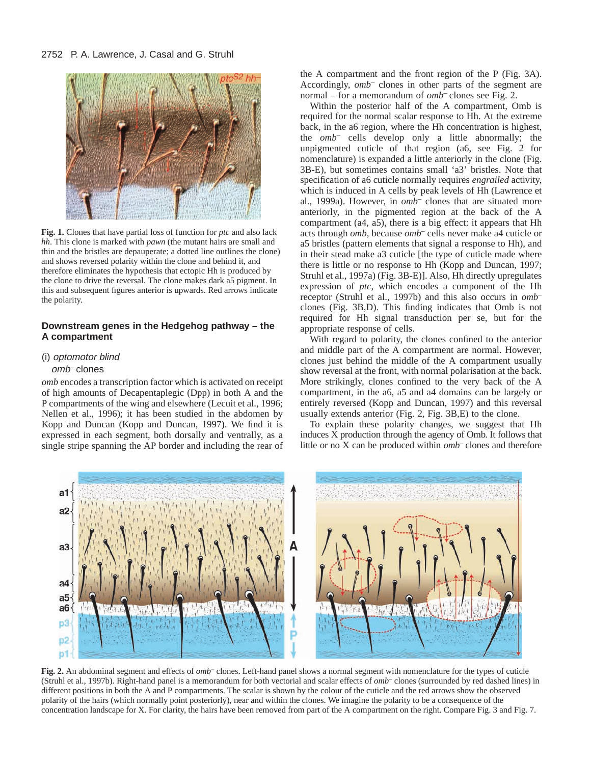Fig. 1. Clones that have partial loss of function for *ptc* and also lack *hh*. This clone is marked with *pawn* (the mutant hairs are small and thin and the bristles are depauperate; a dotted line outlines the clone) and shows reversed polarity within the clone and behind it, and therefore eliminates the hypothesis that ectopic Hh is produced by the clone to drive the reversal. The clone makes dark a5 pigment. In this and subsequent figures anterior is upwards. Red arrows indicate the polarity.

## Downstream genes in the Hedgehog pathway – the A compartment

### (i) *optomotor blind* *omb*⁻ clones

*omb* encodes a transcription factor which is activated on receipt of high amounts of Decapentaplegic (Dpp) in both A and the P compartments of the wing and elsewhere (Lecuit et al., 1996; Nellen et al., 1996); it has been studied in the abdomen by Kopp and Duncan (Kopp and Duncan, 1997). We find it is expressed in each segment, both dorsally and ventrally, as a single stripe spanning the AP border and including the rear of the A compartment and the front region of the P (Fig. 3A). Accordingly, *omb*⁻ clones in other parts of the segment are normal – for a memorandum of *omb*⁻ clones see Fig. 2.

Within the posterior half of the A compartment, Omb is required for the normal scalar response to Hh. At the extreme back, in the a6 region, where the Hh concentration is highest, the *omb*⁻ cells develop only a little abnormally; the unpigmented cuticle of that region (a6, see Fig. 2 for nomenclature) is expanded a little anteriorly in the clone (Fig. 3B-E), but sometimes contains small 'a3' bristles. Note that specification of a6 cuticle normally requires *engrailed* activity, which is induced in A cells by peak levels of Hh (Lawrence et al., 1999a). However, in *omb*⁻ clones that are situated more anteriorly, in the pigmented region at the back of the A compartment (a4, a5), there is a big effect: it appears that Hh acts through *omb*, because *omb*⁻ cells never make a4 cuticle or a5 bristles (pattern elements that signal a response to Hh), and in their stead make a3 cuticle [the type of cuticle made where there is little or no response to Hh (Kopp and Duncan, 1997; Struhl et al., 1997a) (Fig. 3B-E)]. Also, Hh directly upregulates expression of *ptc*, which encodes a component of the Hh receptor (Struhl et al., 1997b) and this also occurs in *omb*⁻ clones (Fig. 3B,D). This finding indicates that Omb is not required for Hh signal transduction per se, but for the appropriate response of cells.

With regard to polarity, the clones confined to the anterior and middle part of the A compartment are normal. However, clones just behind the middle of the A compartment usually show reversal at the front, with normal polarisation at the back. More strikingly, clones confined to the very back of the A compartment, in the a6, a5 and a4 domains can be largely or entirely reversed (Kopp and Duncan, 1997) and this reversal usually extends anterior (Fig. 2, Fig. 3B,E) to the clone.

To explain these polarity changes, we suggest that Hh induces X production through the agency of Omb. It follows that little or no X can be produced within *omb*⁻ clones and therefore

a1
a2
a3
a4
a5
a6
p3
p2
p1
A
P

Fig. 2. An abdominal segment and effects of *omb*⁻ clones. Left-hand panel shows a normal segment with nomenclature for the types of cuticle (Struhl et al., 1997b). Right-hand panel is a memorandum for both vectorial and scalar effects of *omb*⁻ clones (surrounded by red dashed lines) in different positions in both the A and P compartments. The scalar is shown by the colour of the cuticle and the red arrows show the observed polarity of the hairs (which normally point posteriorly), near and within the clones. We imagine the polarity to be a consequence of the concentration landscape for X. For clarity, the hairs have been removed from part of the A compartment on the right. Compare Fig. 3 and Fig. 7.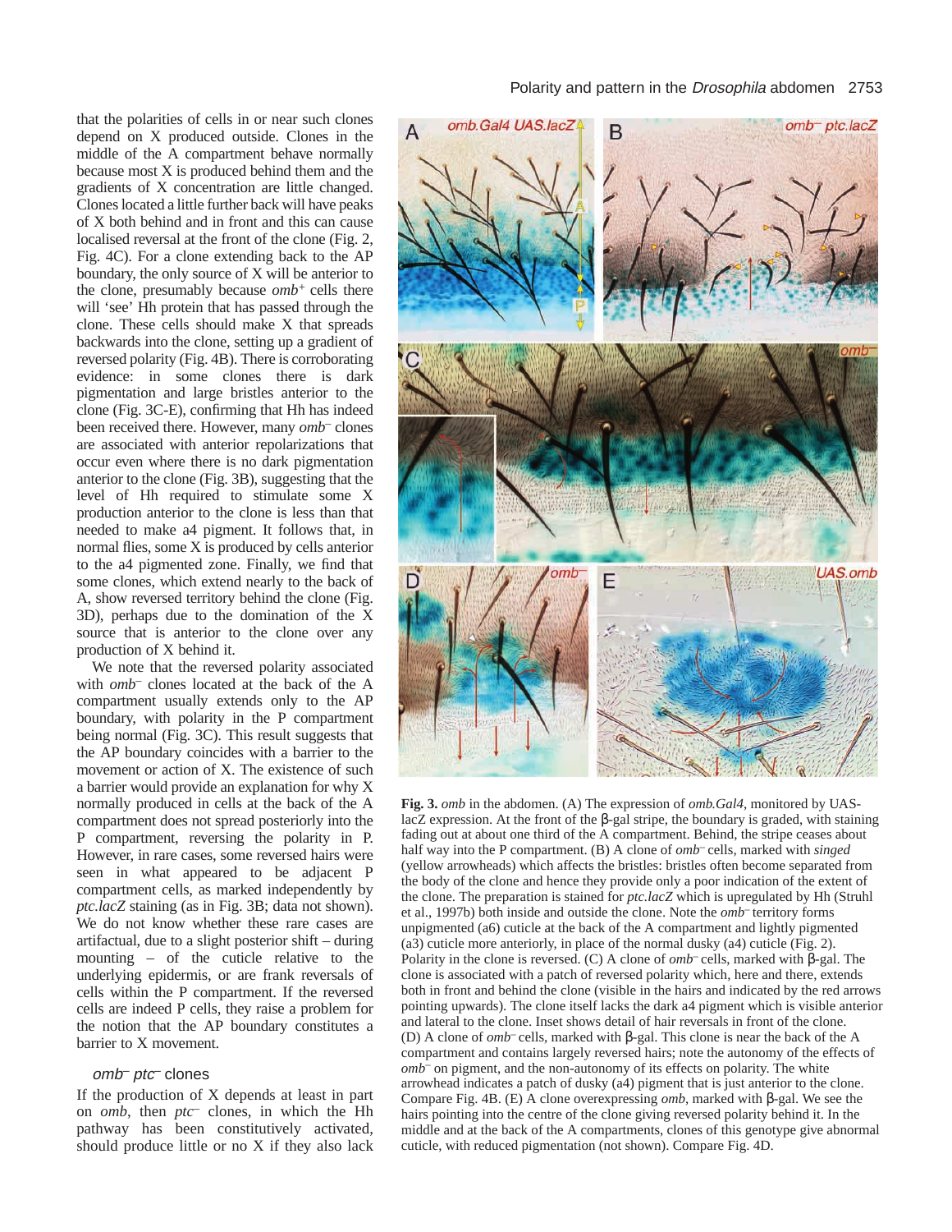that the polarities of cells in or near such clones depend on X produced outside. Clones in the middle of the A compartment behave normally because most X is produced behind them and the gradients of X concentration are little changed. Clones located a little further back will have peaks of X both behind and in front and this can cause localised reversal at the front of the clone (Fig. 2, Fig. 4C). For a clone extending back to the AP boundary, the only source of X will be anterior to the clone, presumably because *omb*$^+$ cells there will 'see' Hh protein that has passed through the clone. These cells should make X that spreads backwards into the clone, setting up a gradient of reversed polarity (Fig. 4B). There is corroborating evidence: in some clones there is dark pigmentation and large bristles anterior to the clone (Fig. 3C-E), confirming that Hh has indeed been received there. However, many *omb*$^-$ clones are associated with anterior repolarizations that occur even where there is no dark pigmentation anterior to the clone (Fig. 3B), suggesting that the level of Hh required to stimulate some X production anterior to the clone is less than that needed to make a4 pigment. It follows that, in normal flies, some X is produced by cells anterior to the a4 pigmented zone. Finally, we find that some clones, which extend nearly to the back of A, show reversed territory behind the clone (Fig. 3D), perhaps due to the domination of the X source that is anterior to the clone over any production of X behind it.

We note that the reversed polarity associated with *omb*$^-$ clones located at the back of the A compartment usually extends only to the AP boundary, with polarity in the P compartment being normal (Fig. 3C). This result suggests that the AP boundary coincides with a barrier to the movement or action of X. The existence of such a barrier would provide an explanation for why X normally produced in cells at the back of the A compartment does not spread posteriorly into the P compartment, reversing the polarity in P. However, in rare cases, some reversed hairs were seen in what appeared to be adjacent P compartment cells, as marked independently by *ptc.lacZ* staining (as in Fig. 3B; data not shown). We do not know whether these rare cases are artifactual, due to a slight posterior shift – during mounting – of the cuticle relative to the underlying epidermis, or are frank reversals of cells within the P compartment. If the reversed cells are indeed P cells, they raise a problem for the notion that the AP boundary constitutes a barrier to X movement.

### *omb*$^-$ *ptc*$^-$ clones

If the production of X depends at least in part on *omb*, then *ptc*$^-$ clones, in which the Hh pathway has been constitutively activated, should produce little or no X if they also lack

A omb.Gal4 UAS.lacZ A P
B omb$^-$ ptc.lacZ
C omb$^-$
D omb$^-$
E UAS.omb

**Fig. 3.** *omb* in the abdomen. (A) The expression of *omb.Gal4*, monitored by UAS-lacZ expression. At the front of the β-gal stripe, the boundary is graded, with staining fading out at about one third of the A compartment. Behind, the stripe ceases about half way into the P compartment. (B) A clone of *omb*$^-$ cells, marked with *singed* (yellow arrowheads) which affects the bristles: bristles often become separated from the body of the clone and hence they provide only a poor indication of the extent of the clone. The preparation is stained for *ptc.lacZ* which is upregulated by Hh (Struhl et al., 1997b) both inside and outside the clone. Note the *omb*$^-$ territory forms unpigmented (a6) cuticle at the back of the A compartment and lightly pigmented (a3) cuticle more anteriorly, in place of the normal dusky (a4) cuticle (Fig. 2). Polarity in the clone is reversed. (C) A clone of *omb*$^-$ cells, marked with β-gal. The clone is associated with a patch of reversed polarity which, here and there, extends both in front and behind the clone (visible in the hairs and indicated by the red arrows pointing upwards). The clone itself lacks the dark a4 pigment which is visible anterior and lateral to the clone. Inset shows detail of hair reversals in front of the clone. (D) A clone of *omb*$^-$ cells, marked with β-gal. This clone is near the back of the A compartment and contains largely reversed hairs; note the autonomy of the effects of *omb*$^-$ on pigment, and the non-autonomy of its effects on polarity. The white arrowhead indicates a patch of dusky (a4) pigment that is just anterior to the clone. Compare Fig. 4B. (E) A clone overexpressing *omb*, marked with β-gal. We see the hairs pointing into the centre of the clone giving reversed polarity behind it. In the middle and at the back of the A compartments, clones of this genotype give abnormal cuticle, with reduced pigmentation (not shown). Compare Fig. 4D.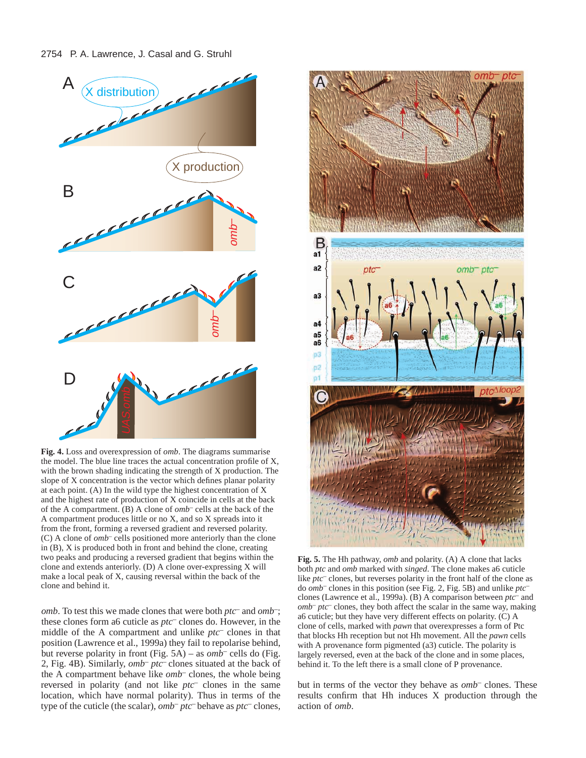A

X distribution

X production

B

*omb*⁻

C

*omb*⁻

D

*UAS.omb*

**Fig. 4.** Loss and overexpression of *omb*. The diagrams summarise the model. The blue line traces the actual concentration profile of X, with the brown shading indicating the strength of X production. The slope of X concentration is the vector which defines planar polarity at each point. (A) In the wild type the highest concentration of X and the highest rate of production of X coincide in cells at the back of the A compartment. (B) A clone of *omb*⁻ cells at the back of the A compartment produces little or no X, and so X spreads into it from the front, forming a reversed gradient and reversed polarity. (C) A clone of *omb*⁻ cells positioned more anteriorly than the clone in (B), X is produced both in front and behind the clone, creating two peaks and producing a reversed gradient that begins within the clone and extends anteriorly. (D) A clone over-expressing X will make a local peak of X, causing reversal within the back of the clone and behind it.

*omb*. To test this we made clones that were both *ptc*⁻ and *omb*⁻; these clones form a6 cuticle as *ptc*⁻ clones do. However, in the middle of the A compartment and unlike *ptc*⁻ clones in that position (Lawrence et al., 1999a) they fail to repolarise behind, but reverse polarity in front (Fig. 5A) – as *omb*⁻ cells do (Fig. 2, Fig. 4B). Similarly, *omb*⁻ *ptc*⁻ clones situated at the back of the A compartment behave like *omb*⁻ clones, the whole being reversed in polarity (and not like *ptc*⁻ clones in the same location, which have normal polarity). Thus in terms of the type of the cuticle (the scalar), *omb*⁻ *ptc*⁻ behave as *ptc*⁻ clones, but in terms of the vector they behave as *omb*⁻ clones. These results confirm that Hh induces X production through the action of *omb*.

A *omb*⁻ *ptc*⁻

B a1 a2 a3 a4 a5 a6 p3 p2 p1 *ptc*⁻ *omb*⁻ *ptc*⁻ a6 a6 a6 a6

C *ptc*Δ*loop2*

**Fig. 5.** The Hh pathway, *omb* and polarity. (A) A clone that lacks both *ptc* and *omb* marked with *singed*. The clone makes a6 cuticle like *ptc*⁻ clones, but reverses polarity in the front half of the clone as do *omb*⁻ clones in this position (see Fig. 2, Fig. 5B) and unlike *ptc*⁻ clones (Lawrence et al., 1999a). (B) A comparison between *ptc*⁻ and *omb*⁻ *ptc*⁻ clones, they both affect the scalar in the same way, making a6 cuticle; but they have very different effects on polarity. (C) A clone of cells, marked with *pawn* that overexpresses a form of Ptc that blocks Hh reception but not Hh movement. All the *pawn* cells with A provenance form pigmented (a3) cuticle. The polarity is largely reversed, even at the back of the clone and in some places, behind it. To the left there is a small clone of P provenance.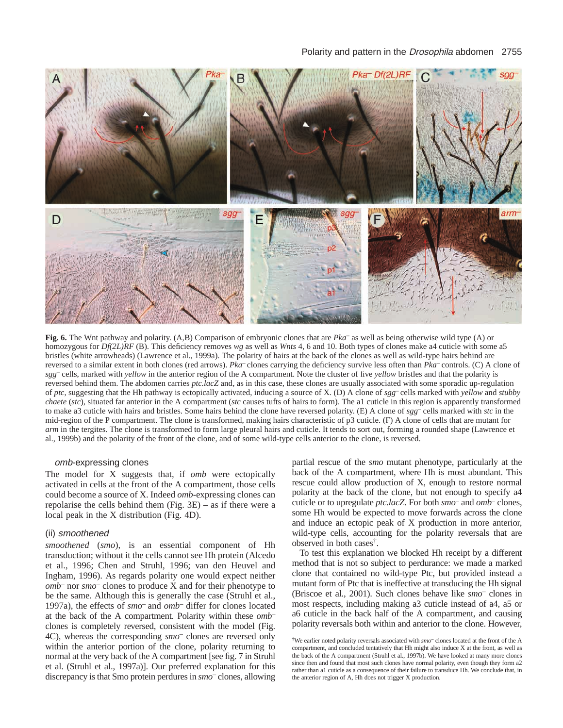**Fig. 6.** The Wnt pathway and polarity. (A,B) Comparison of embryonic clones that are *Pka*⁻ as well as being otherwise wild type (A) or homozygous for *Df(2L)RF* (B). This deficiency removes *wg* as well as *Wnts* 4, 6 and 10. Both types of clones make a4 cuticle with some a5 bristles (white arrowheads) (Lawrence et al., 1999a). The polarity of hairs at the back of the clones as well as wild-type hairs behind are reversed to a similar extent in both clones (red arrows). *Pka*⁻ clones carrying the deficiency survive less often than *Pka*⁻ controls. (C) A clone of *sgg*⁻ cells, marked with *yellow* in the anterior region of the A compartment. Note the cluster of five *yellow* bristles and that the polarity is reversed behind them. The abdomen carries *ptc.lacZ* and, as in this case, these clones are usually associated with some sporadic up-regulation of *ptc*, suggesting that the Hh pathway is ectopically activated, inducing a source of X. (D) A clone of *sgg*⁻ cells marked with *yellow* and *stubby chaete* (*stc*), situated far anterior in the A compartment (*stc* causes tufts of hairs to form). The a1 cuticle in this region is apparently transformed to make a3 cuticle with hairs and bristles. Some hairs behind the clone have reversed polarity. (E) A clone of *sgg*⁻ cells marked with *stc* in the mid-region of the P compartment. The clone is transformed, making hairs characteristic of p3 cuticle. (F) A clone of cells that are mutant for *arm* in the tergites. The clone is transformed to form large pleural hairs and cuticle. It tends to sort out, forming a rounded shape (Lawrence et al., 1999b) and the polarity of the front of the clone, and of some wild-type cells anterior to the clone, is reversed.

#### *omb*-expressing clones

The model for X suggests that, if *omb* were ectopically activated in cells at the front of the A compartment, those cells could become a source of X. Indeed *omb*-expressing clones can repolarise the cells behind them (Fig. 3E) – as if there were a local peak in the X distribution (Fig. 4D).

#### (ii) *smoothened*

*smoothened* (*smo*), is an essential component of Hh transduction; without it the cells cannot see Hh protein (Alcedo et al., 1996; Chen and Struhl, 1996; van den Heuvel and Ingham, 1996). As regards polarity one would expect neither *omb*⁻ nor *smo*⁻ clones to produce X and for their phenotype to be the same. Although this is generally the case (Struhl et al., 1997a), the effects of *smo*⁻ and *omb*⁻ differ for clones located at the back of the A compartment. Polarity within these *omb*⁻ clones is completely reversed, consistent with the model (Fig. 4C), whereas the corresponding *smo*⁻ clones are reversed only within the anterior portion of the clone, polarity returning to normal at the very back of the A compartment [see fig. 7 in Struhl et al. (Struhl et al., 1997a)]. Our preferred explanation for this discrepancy is that Smo protein perdures in *smo*⁻ clones, allowing partial rescue of the *smo* mutant phenotype, particularly at the back of the A compartment, where Hh is most abundant. This rescue could allow production of X, enough to restore normal polarity at the back of the clone, but not enough to specify a4 cuticle or to upregulate *ptc.lacZ*. For both *smo*⁻ and *omb*⁻ clones, some Hh would be expected to move forwards across the clone and induce an ectopic peak of X production in more anterior, wild-type cells, accounting for the polarity reversals that are observed in both cases†.

To test this explanation we blocked Hh receipt by a different method that is not so subject to perdurance: we made a marked clone that contained no wild-type Ptc, but provided instead a mutant form of Ptc that is ineffective at transducing the Hh signal (Briscoe et al., 2001). Such clones behave like *smo*⁻ clones in most respects, including making a3 cuticle instead of a4, a5 or a6 cuticle in the back half of the A compartment, and causing polarity reversals both within and anterior to the clone. However,

†We earlier noted polarity reversals associated with *smo*⁻ clones located at the front of the A compartment, and concluded tentatively that Hh might also induce X at the front, as well as the back of the A compartment (Struhl et al., 1997b). We have looked at many more clones since then and found that most such clones have normal polarity, even though they form a2 rather than a1 cuticle as a consequence of their failure to transduce Hh. We conclude that, in the anterior region of A, Hh does not trigger X production.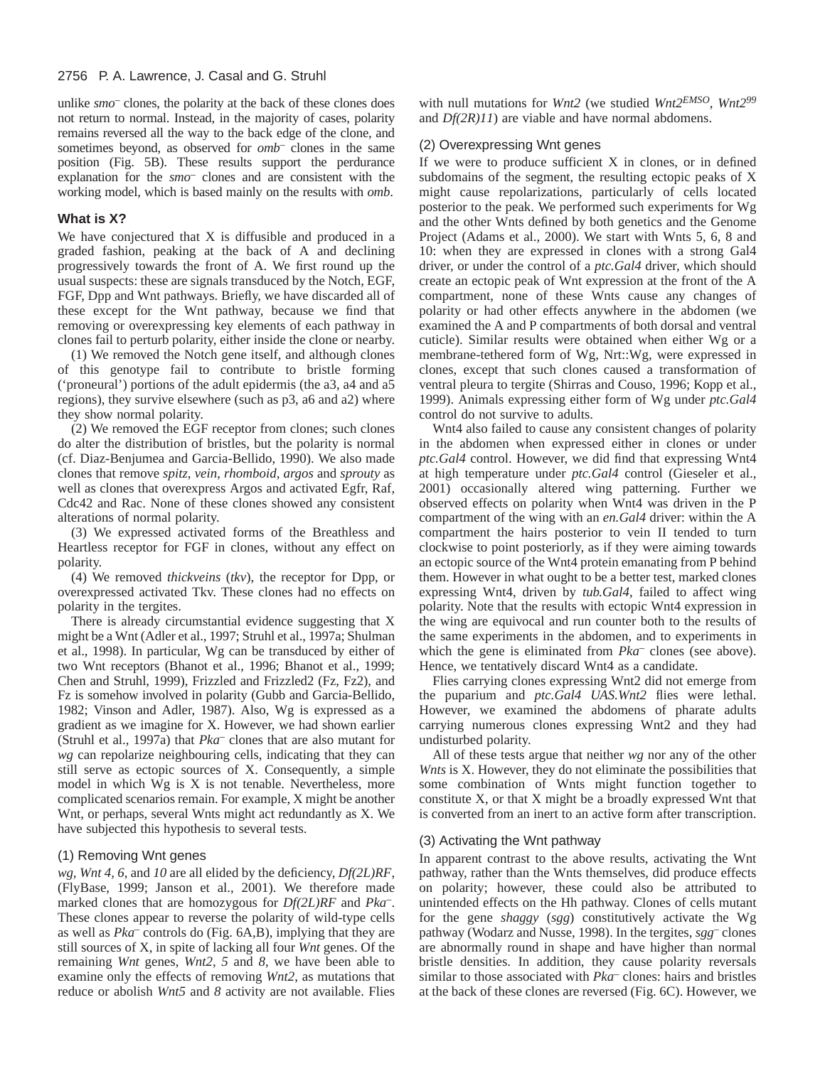unlike *smo*⁻ clones, the polarity at the back of these clones does not return to normal. Instead, in the majority of cases, polarity remains reversed all the way to the back edge of the clone, and sometimes beyond, as observed for *omb*⁻ clones in the same position (Fig. 5B). These results support the perdurance explanation for the *smo*⁻ clones and are consistent with the working model, which is based mainly on the results with *omb*.

### What is X?

We have conjectured that X is diffusible and produced in a graded fashion, peaking at the back of A and declining progressively towards the front of A. We first round up the usual suspects: these are signals transduced by the Notch, EGF, FGF, Dpp and Wnt pathways. Briefly, we have discarded all of these except for the Wnt pathway, because we find that removing or overexpressing key elements of each pathway in clones fail to perturb polarity, either inside the clone or nearby.

(1) We removed the Notch gene itself, and although clones of this genotype fail to contribute to bristle forming ('proneural') portions of the adult epidermis (the a3, a4 and a5 regions), they survive elsewhere (such as p3, a6 and a2) where they show normal polarity.

(2) We removed the EGF receptor from clones; such clones do alter the distribution of bristles, but the polarity is normal (cf. Diaz-Benjumea and Garcia-Bellido, 1990). We also made clones that remove *spitz*, *vein*, *rhomboid*, *argos* and *sprouty* as well as clones that overexpress Argos and activated Egfr, Raf, Cdc42 and Rac. None of these clones showed any consistent alterations of normal polarity.

(3) We expressed activated forms of the Breathless and Heartless receptor for FGF in clones, without any effect on polarity.

(4) We removed *thickveins* (*tkv*), the receptor for Dpp, or overexpressed activated Tkv. These clones had no effects on polarity in the tergites.

There is already circumstantial evidence suggesting that X might be a Wnt (Adler et al., 1997; Struhl et al., 1997a; Shulman et al., 1998). In particular, Wg can be transduced by either of two Wnt receptors (Bhanot et al., 1996; Bhanot et al., 1999; Chen and Struhl, 1999), Frizzled and Frizzled2 (Fz, Fz2), and Fz is somehow involved in polarity (Gubb and Garcia-Bellido, 1982; Vinson and Adler, 1987). Also, Wg is expressed as a gradient as we imagine for X. However, we had shown earlier (Struhl et al., 1997a) that *Pka*⁻ clones that are also mutant for *wg* can repolarize neighbouring cells, indicating that they can still serve as ectopic sources of X. Consequently, a simple model in which Wg is X is not tenable. Nevertheless, more complicated scenarios remain. For example, X might be another Wnt, or perhaps, several Wnts might act redundantly as X. We have subjected this hypothesis to several tests.

#### (1) Removing Wnt genes

*wg*, *Wnt 4*, *6*, and *10* are all elided by the deficiency, *Df(2L)RF*, (FlyBase, 1999; Janson et al., 2001). We therefore made marked clones that are homozygous for *Df(2L)RF* and *Pka*⁻. These clones appear to reverse the polarity of wild-type cells as well as *Pka*⁻ controls do (Fig. 6A,B), implying that they are still sources of X, in spite of lacking all four *Wnt* genes. Of the remaining *Wnt* genes, *Wnt2*, *5* and *8*, we have been able to examine only the effects of removing *Wnt2*, as mutations that reduce or abolish *Wnt5* and *8* activity are not available. Flies with null mutations for *Wnt2* (we studied *Wnt2^EMSO^*, *Wnt2^99^* and *Df(2R)11*) are viable and have normal abdomens.

#### (2) Overexpressing Wnt genes

If we were to produce sufficient X in clones, or in defined subdomains of the segment, the resulting ectopic peaks of X might cause repolarizations, particularly of cells located posterior to the peak. We performed such experiments for Wg and the other Wnts defined by both genetics and the Genome Project (Adams et al., 2000). We start with Wnts 5, 6, 8 and 10: when they are expressed in clones with a strong Gal4 driver, or under the control of a *ptc.Gal4* driver, which should create an ectopic peak of Wnt expression at the front of the A compartment, none of these Wnts cause any changes of polarity or had other effects anywhere in the abdomen (we examined the A and P compartments of both dorsal and ventral cuticle). Similar results were obtained when either Wg or a membrane-tethered form of Wg, Nrt::Wg, were expressed in clones, except that such clones caused a transformation of ventral pleura to tergite (Shirras and Couso, 1996; Kopp et al., 1999). Animals expressing either form of Wg under *ptc.Gal4* control do not survive to adults.

Wnt4 also failed to cause any consistent changes of polarity in the abdomen when expressed either in clones or under *ptc.Gal4* control. However, we did find that expressing Wnt4 at high temperature under *ptc.Gal4* control (Gieseler et al., 2001) occasionally altered wing patterning. Further we observed effects on polarity when Wnt4 was driven in the P compartment of the wing with an *en.Gal4* driver: within the A compartment the hairs posterior to vein II tended to turn clockwise to point posteriorly, as if they were aiming towards an ectopic source of the Wnt4 protein emanating from P behind them. However in what ought to be a better test, marked clones expressing Wnt4, driven by *tub.Gal4*, failed to affect wing polarity. Note that the results with ectopic Wnt4 expression in the wing are equivocal and run counter both to the results of the same experiments in the abdomen, and to experiments in which the gene is eliminated from *Pka*⁻ clones (see above). Hence, we tentatively discard Wnt4 as a candidate.

Flies carrying clones expressing Wnt2 did not emerge from the puparium and *ptc.Gal4 UAS.Wnt2* flies were lethal. However, we examined the abdomens of pharate adults carrying numerous clones expressing Wnt2 and they had undisturbed polarity.

All of these tests argue that neither *wg* nor any of the other *Wnts* is X. However, they do not eliminate the possibilities that some combination of Wnts might function together to constitute X, or that X might be a broadly expressed Wnt that is converted from an inert to an active form after transcription.

#### (3) Activating the Wnt pathway

In apparent contrast to the above results, activating the Wnt pathway, rather than the Wnts themselves, did produce effects on polarity; however, these could also be attributed to unintended effects on the Hh pathway. Clones of cells mutant for the gene *shaggy* (*sgg*) constitutively activate the Wg pathway (Wodarz and Nusse, 1998). In the tergites, *sgg*⁻ clones are abnormally round in shape and have higher than normal bristle densities. In addition, they cause polarity reversals similar to those associated with *Pka*⁻ clones: hairs and bristles at the back of these clones are reversed (Fig. 6C). However, we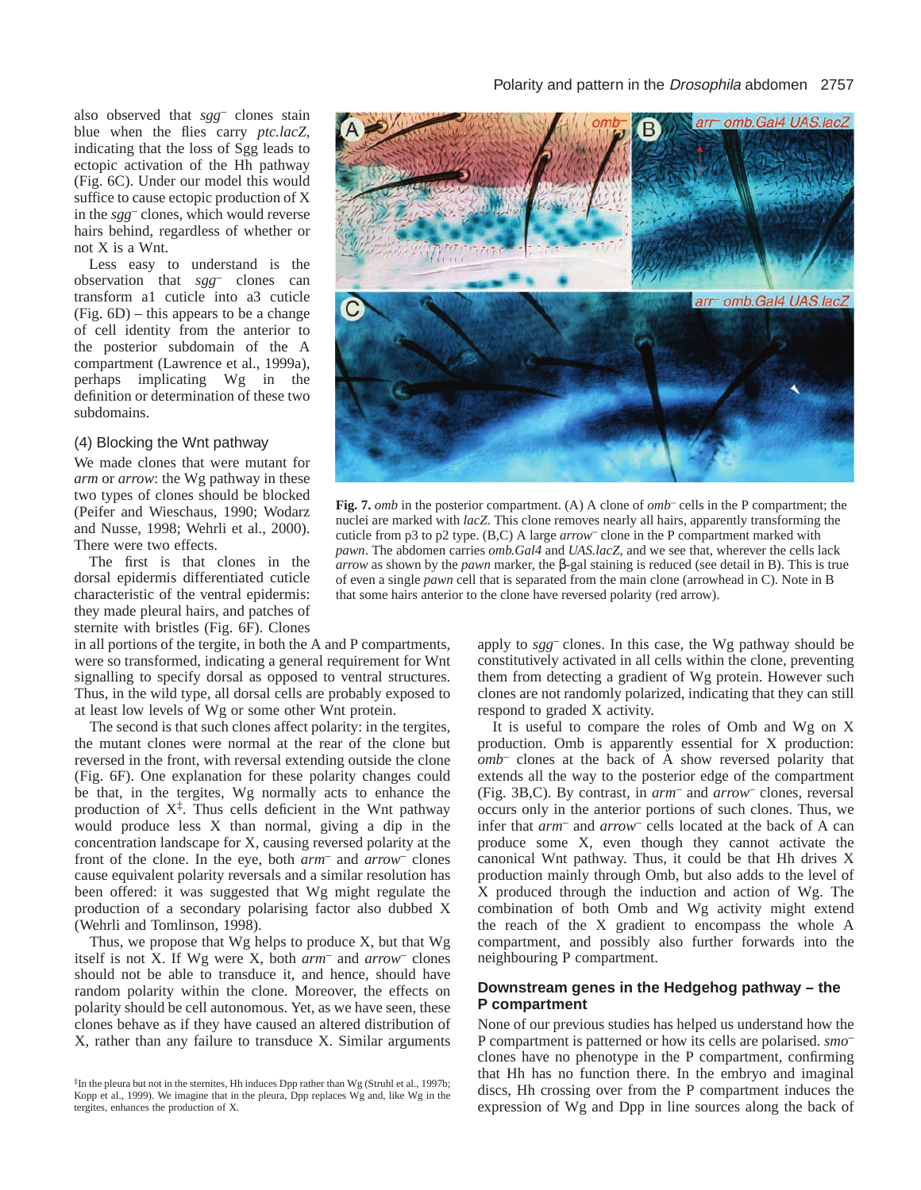also observed that *sgg*⁻ clones stain blue when the flies carry *ptc.lacZ*, indicating that the loss of Sgg leads to ectopic activation of the Hh pathway (Fig. 6C). Under our model this would suffice to cause ectopic production of X in the *sgg*⁻ clones, which would reverse hairs behind, regardless of whether or not X is a Wnt.

Less easy to understand is the observation that *sgg*⁻ clones can transform a1 cuticle into a3 cuticle (Fig. 6D) – this appears to be a change of cell identity from the anterior to the posterior subdomain of the A compartment (Lawrence et al., 1999a), perhaps implicating Wg in the definition or determination of these two subdomains.

### (4) Blocking the Wnt pathway

We made clones that were mutant for *arm* or *arrow*: the Wg pathway in these two types of clones should be blocked (Peifer and Wieschaus, 1990; Wodarz and Nusse, 1998; Wehrli et al., 2000). There were two effects.

The first is that clones in the dorsal epidermis differentiated cuticle characteristic of the ventral epidermis: they made pleural hairs, and patches of sternite with bristles (Fig. 6F). Clones in all portions of the tergite, in both the A and P compartments, were so transformed, indicating a general requirement for Wnt signalling to specify dorsal as opposed to ventral structures. Thus, in the wild type, all dorsal cells are probably exposed to at least low levels of Wg or some other Wnt protein.

The second is that such clones affect polarity: in the tergites, the mutant clones were normal at the rear of the clone but reversed in the front, with reversal extending outside the clone (Fig. 6F). One explanation for these polarity changes could be that, in the tergites, Wg normally acts to enhance the production of X[‡]. Thus cells deficient in the Wnt pathway would produce less X than normal, giving a dip in the concentration landscape for X, causing reversed polarity at the front of the clone. In the eye, both *arm*⁻ and *arrow*⁻ clones cause equivalent polarity reversals and a similar resolution has been offered: it was suggested that Wg might regulate the production of a secondary polarising factor also dubbed X (Wehrli and Tomlinson, 1998).

Thus, we propose that Wg helps to produce X, but that Wg itself is not X. If Wg were X, both *arm*⁻ and *arrow*⁻ clones should not be able to transduce it, and hence, should have random polarity within the clone. Moreover, the effects on polarity should be cell autonomous. Yet, as we have seen, these clones behave as if they have caused an altered distribution of X, rather than any failure to transduce X. Similar arguments apply to *sgg*⁻ clones. In this case, the Wg pathway should be constitutively activated in all cells within the clone, preventing them from detecting a gradient of Wg protein. However such clones are not randomly polarized, indicating that they can still respond to graded X activity.

It is useful to compare the roles of Omb and Wg on X production. Omb is apparently essential for X production: *omb*⁻ clones at the back of A show reversed polarity that extends all the way to the posterior edge of the compartment (Fig. 3B,C). By contrast, in *arm*⁻ and *arrow*⁻ clones, reversal occurs only in the anterior portions of such clones. Thus, we infer that *arm*⁻ and *arrow*⁻ cells located at the back of A can produce some X, even though they cannot activate the canonical Wnt pathway. Thus, it could be that Hh drives X production mainly through Omb, but also adds to the level of X produced through the induction and action of Wg. The combination of both Omb and Wg activity might extend the reach of the X gradient to encompass the whole A compartment, and possibly also further forwards into the neighbouring P compartment.

[‡]In the pleura but not in the sternites, Hh induces Dpp rather than Wg (Struhl et al., 1997b; Kopp et al., 1999). We imagine that in the pleura, Dpp replaces Wg and, like Wg in the tergites, enhances the production of X.

A | *omb*⁻ | B | *arr*⁻ *omb.Gal4 UAS.lacZ* | C | *arr*⁻ *omb.Gal4 UAS.lacZ*

**Fig. 7.** *omb* in the posterior compartment. (A) A clone of *omb*⁻ cells in the P compartment; the nuclei are marked with *lacZ*. This clone removes nearly all hairs, apparently transforming the cuticle from p3 to p2 type. (B,C) A large *arrow*⁻ clone in the P compartment marked with *pawn*. The abdomen carries *omb.Gal4* and *UAS.lacZ*, and we see that, wherever the cells lack *arrow* as shown by the *pawn* marker, the β-gal staining is reduced (see detail in B). This is true of even a single *pawn* cell that is separated from the main clone (arrowhead in C). Note in B that some hairs anterior to the clone have reversed polarity (red arrow).

## Downstream genes in the Hedgehog pathway – the P compartment

None of our previous studies has helped us understand how the P compartment is patterned or how its cells are polarised. *smo*⁻ clones have no phenotype in the P compartment, confirming that Hh has no function there. In the embryo and imaginal discs, Hh crossing over from the P compartment induces the expression of Wg and Dpp in line sources along the back of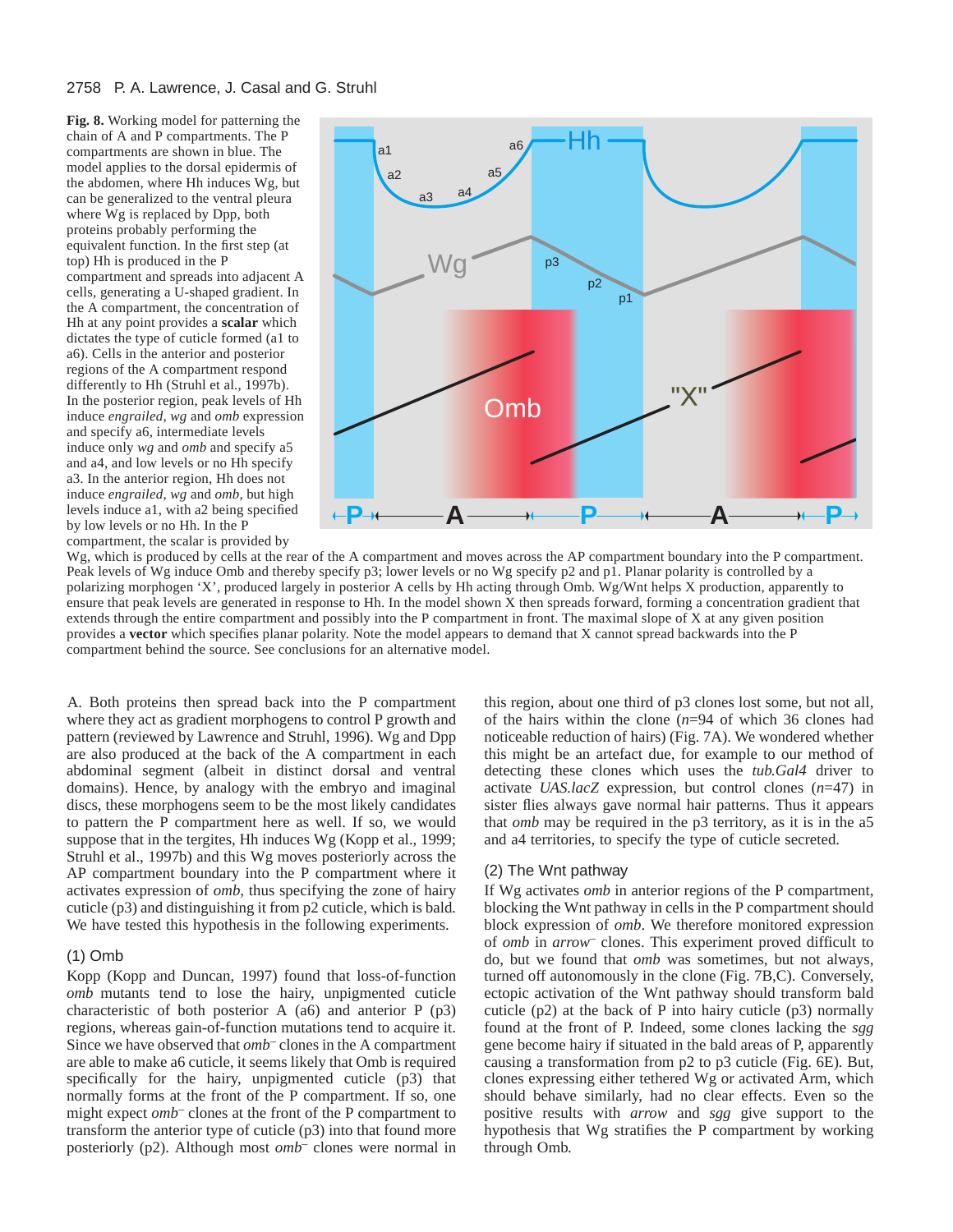a1
a2
a3
a4
a5
a6
Hh
Wg
p3
p2
p1
Omb
"X"
P
A
P
A
P

**Fig. 8.** Working model for patterning the chain of A and P compartments. The P compartments are shown in blue. The model applies to the dorsal epidermis of the abdomen, where Hh induces Wg, but can be generalized to the ventral pleura where Wg is replaced by Dpp, both proteins probably performing the equivalent function. In the first step (at top) Hh is produced in the P compartment and spreads into adjacent A cells, generating a U-shaped gradient. In the A compartment, the concentration of Hh at any point provides a **scalar** which dictates the type of cuticle formed (a1 to a6). Cells in the anterior and posterior regions of the A compartment respond differently to Hh (Struhl et al., 1997b). In the posterior region, peak levels of Hh induce *engrailed*, *wg* and *omb* expression and specify a6, intermediate levels induce only *wg* and *omb* and specify a5 and a4, and low levels or no Hh specify a3. In the anterior region, Hh does not induce *engrailed*, *wg* and *omb*, but high levels induce a1, with a2 being specified by low levels or no Hh. In the P compartment, the scalar is provided by Wg, which is produced by cells at the rear of the A compartment and moves across the AP compartment boundary into the P compartment. Peak levels of Wg induce Omb and thereby specify p3; lower levels or no Wg specify p2 and p1. Planar polarity is controlled by a polarizing morphogen 'X', produced largely in posterior A cells by Hh acting through Omb. Wg/Wnt helps X production, apparently to ensure that peak levels are generated in response to Hh. In the model shown X then spreads forward, forming a concentration gradient that extends through the entire compartment and possibly into the P compartment in front. The maximal slope of X at any given position provides a **vector** which specifies planar polarity. Note the model appears to demand that X cannot spread backwards into the P compartment behind the source. See conclusions for an alternative model.

A. Both proteins then spread back into the P compartment where they act as gradient morphogens to control P growth and pattern (reviewed by Lawrence and Struhl, 1996). Wg and Dpp are also produced at the back of the A compartment in each abdominal segment (albeit in distinct dorsal and ventral domains). Hence, by analogy with the embryo and imaginal discs, these morphogens seem to be the most likely candidates to pattern the P compartment here as well. If so, we would suppose that in the tergites, Hh induces Wg (Kopp et al., 1999; Struhl et al., 1997b) and this Wg moves posteriorly across the AP compartment boundary into the P compartment where it activates expression of *omb*, thus specifying the zone of hairy cuticle (p3) and distinguishing it from p2 cuticle, which is bald. We have tested this hypothesis in the following experiments.

### (1) Omb

Kopp (Kopp and Duncan, 1997) found that loss-of-function *omb* mutants tend to lose the hairy, unpigmented cuticle characteristic of both posterior A (a6) and anterior P (p3) regions, whereas gain-of-function mutations tend to acquire it. Since we have observed that *omb*⁻ clones in the A compartment are able to make a6 cuticle, it seems likely that Omb is required specifically for the hairy, unpigmented cuticle (p3) that normally forms at the front of the P compartment. If so, one might expect *omb*⁻ clones at the front of the P compartment to transform the anterior type of cuticle (p3) into that found more posteriorly (p2). Although most *omb*⁻ clones were normal in this region, about one third of p3 clones lost some, but not all, of the hairs within the clone ($n$=94 of which 36 clones had noticeable reduction of hairs) (Fig. 7A). We wondered whether this might be an artefact due, for example to our method of detecting these clones which uses the *tub.Gal4* driver to activate *UAS.lacZ* expression, but control clones ($n$=47) in sister flies always gave normal hair patterns. Thus it appears that *omb* may be required in the p3 territory, as it is in the a5 and a4 territories, to specify the type of cuticle secreted.

### (2) The Wnt pathway

If Wg activates *omb* in anterior regions of the P compartment, blocking the Wnt pathway in cells in the P compartment should block expression of *omb*. We therefore monitored expression of *omb* in *arrow*⁻ clones. This experiment proved difficult to do, but we found that *omb* was sometimes, but not always, turned off autonomously in the clone (Fig. 7B,C). Conversely, ectopic activation of the Wnt pathway should transform bald cuticle (p2) at the back of P into hairy cuticle (p3) normally found at the front of P. Indeed, some clones lacking the *sgg* gene become hairy if situated in the bald areas of P, apparently causing a transformation from p2 to p3 cuticle (Fig. 6E). But, clones expressing either tethered Wg or activated Arm, which should behave similarly, had no clear effects. Even so the positive results with *arrow* and *sgg* give support to the hypothesis that Wg stratifies the P compartment by working through Omb.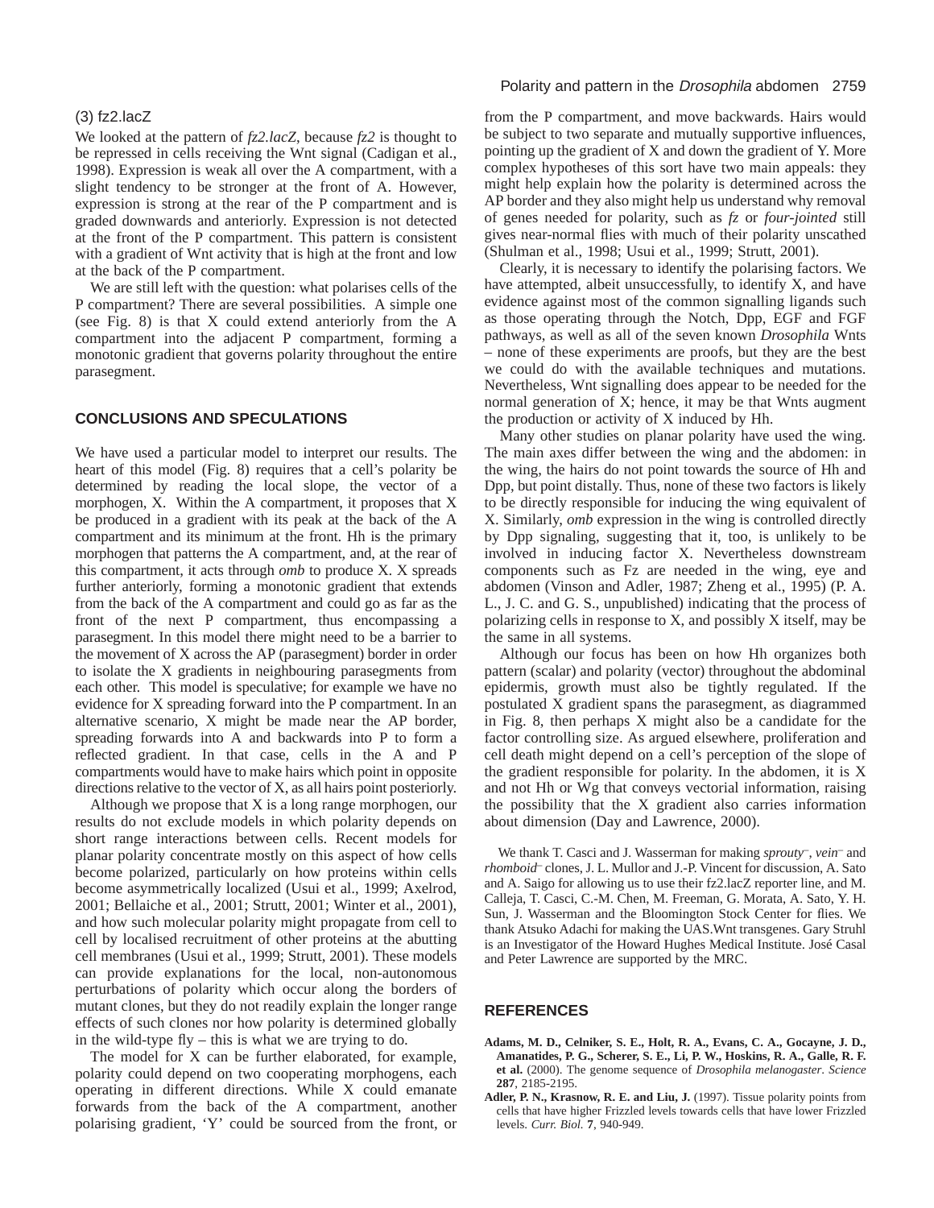### (3) fz2.lacZ

We looked at the pattern of *fz2.lacZ*, because *fz2* is thought to be repressed in cells receiving the Wnt signal (Cadigan et al., 1998). Expression is weak all over the A compartment, with a slight tendency to be stronger at the front of A. However, expression is strong at the rear of the P compartment and is graded downwards and anteriorly. Expression is not detected at the front of the P compartment. This pattern is consistent with a gradient of Wnt activity that is high at the front and low at the back of the P compartment.

We are still left with the question: what polarises cells of the P compartment? There are several possibilities. A simple one (see Fig. 8) is that X could extend anteriorly from the A compartment into the adjacent P compartment, forming a monotonic gradient that governs polarity throughout the entire parasegment.

## CONCLUSIONS AND SPECULATIONS

We have used a particular model to interpret our results. The heart of this model (Fig. 8) requires that a cell's polarity be determined by reading the local slope, the vector of a morphogen, X. Within the A compartment, it proposes that X be produced in a gradient with its peak at the back of the A compartment and its minimum at the front. Hh is the primary morphogen that patterns the A compartment, and, at the rear of this compartment, it acts through *omb* to produce X. X spreads further anteriorly, forming a monotonic gradient that extends from the back of the A compartment and could go as far as the front of the next P compartment, thus encompassing a parasegment. In this model there might need to be a barrier to the movement of X across the AP (parasegment) border in order to isolate the X gradients in neighbouring parasegments from each other. This model is speculative; for example we have no evidence for X spreading forward into the P compartment. In an alternative scenario, X might be made near the AP border, spreading forwards into A and backwards into P to form a reflected gradient. In that case, cells in the A and P compartments would have to make hairs which point in opposite directions relative to the vector of X, as all hairs point posteriorly.

Although we propose that X is a long range morphogen, our results do not exclude models in which polarity depends on short range interactions between cells. Recent models for planar polarity concentrate mostly on this aspect of how cells become polarized, particularly on how proteins within cells become asymmetrically localized (Usui et al., 1999; Axelrod, 2001; Bellaiche et al., 2001; Strutt, 2001; Winter et al., 2001), and how such molecular polarity might propagate from cell to cell by localised recruitment of other proteins at the abutting cell membranes (Usui et al., 1999; Strutt, 2001). These models can provide explanations for the local, non-autonomous perturbations of polarity which occur along the borders of mutant clones, but they do not readily explain the longer range effects of such clones nor how polarity is determined globally in the wild-type fly – this is what we are trying to do.

The model for X can be further elaborated, for example, polarity could depend on two cooperating morphogens, each operating in different directions. While X could emanate forwards from the back of the A compartment, another polarising gradient, 'Y' could be sourced from the front, or from the P compartment, and move backwards. Hairs would be subject to two separate and mutually supportive influences, pointing up the gradient of X and down the gradient of Y. More complex hypotheses of this sort have two main appeals: they might help explain how the polarity is determined across the AP border and they also might help us understand why removal of genes needed for polarity, such as *fz* or *four-jointed* still gives near-normal flies with much of their polarity unscathed (Shulman et al., 1998; Usui et al., 1999; Strutt, 2001).

Clearly, it is necessary to identify the polarising factors. We have attempted, albeit unsuccessfully, to identify X, and have evidence against most of the common signalling ligands such as those operating through the Notch, Dpp, EGF and FGF pathways, as well as all of the seven known *Drosophila* Wnts – none of these experiments are proofs, but they are the best we could do with the available techniques and mutations. Nevertheless, Wnt signalling does appear to be needed for the normal generation of X; hence, it may be that Wnts augment the production or activity of X induced by Hh.

Many other studies on planar polarity have used the wing. The main axes differ between the wing and the abdomen: in the wing, the hairs do not point towards the source of Hh and Dpp, but point distally. Thus, none of these two factors is likely to be directly responsible for inducing the wing equivalent of X. Similarly, *omb* expression in the wing is controlled directly by Dpp signaling, suggesting that it, too, is unlikely to be involved in inducing factor X. Nevertheless downstream components such as Fz are needed in the wing, eye and abdomen (Vinson and Adler, 1987; Zheng et al., 1995) (P. A. L., J. C. and G. S., unpublished) indicating that the process of polarizing cells in response to X, and possibly X itself, may be the same in all systems.

Although our focus has been on how Hh organizes both pattern (scalar) and polarity (vector) throughout the abdominal epidermis, growth must also be tightly regulated. If the postulated X gradient spans the parasegment, as diagrammed in Fig. 8, then perhaps X might also be a candidate for the factor controlling size. As argued elsewhere, proliferation and cell death might depend on a cell's perception of the slope of the gradient responsible for polarity. In the abdomen, it is X and not Hh or Wg that conveys vectorial information, raising the possibility that the X gradient also carries information about dimension (Day and Lawrence, 2000).

We thank T. Casci and J. Wasserman for making *sprouty*⁻, *vein*⁻ and *rhomboid*⁻ clones, J. L. Mullor and J.-P. Vincent for discussion, A. Sato and A. Saigo for allowing us to use their fz2.lacZ reporter line, and M. Calleja, T. Casci, C.-M. Chen, M. Freeman, G. Morata, A. Sato, Y. H. Sun, J. Wasserman and the Bloomington Stock Center for flies. We thank Atsuko Adachi for making the UAS.Wnt transgenes. Gary Struhl is an Investigator of the Howard Hughes Medical Institute. José Casal and Peter Lawrence are supported by the MRC.

## REFERENCES

**Adams, M. D., Celniker, S. E., Holt, R. A., Evans, C. A., Gocayne, J. D., Amanatides, P. G., Scherer, S. E., Li, P. W., Hoskins, R. A., Galle, R. F. et al.** (2000). The genome sequence of *Drosophila melanogaster*. *Science* **287**, 2185-2195.

**Adler, P. N., Krasnow, R. E. and Liu, J.** (1997). Tissue polarity points from cells that have higher Frizzled levels towards cells that have lower Frizzled levels. *Curr. Biol.* **7**, 940-949.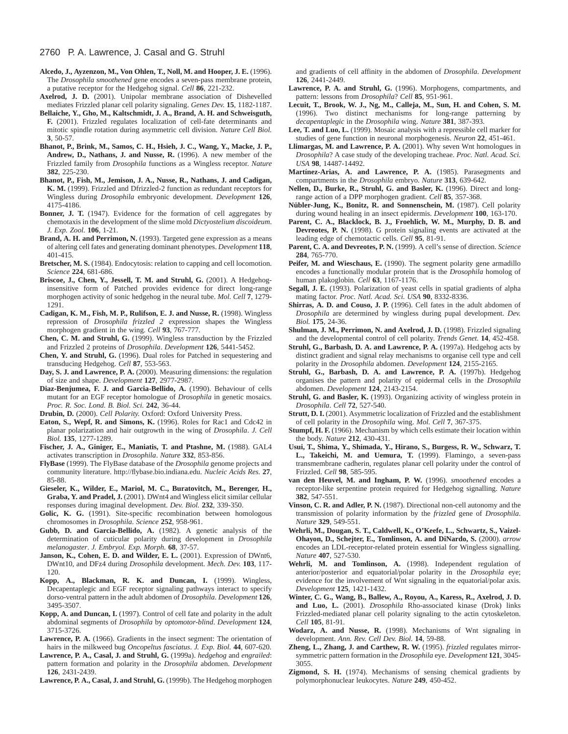**Alcedo, J., Ayzenzon, M., Von Ohlen, T., Noll, M. and Hooper, J. E.** (1996). The *Drosophila smoothened* gene encodes a seven-pass membrane protein, a putative receptor for the Hedgehog signal. *Cell* **86**, 221-232.

**Axelrod, J. D.** (2001). Unipolar membrane association of Dishevelled mediates Frizzled planar cell polarity signaling. *Genes Dev.* **15**, 1182-1187.

**Bellaiche, Y., Gho, M., Kaltschmidt, J. A., Brand, A. H. and Schweisguth, F.** (2001). Frizzled regulates localization of cell-fate determinants and mitotic spindle rotation during asymmetric cell division. *Nature Cell Biol.* **3**, 50-57.

**Bhanot, P., Brink, M., Samos, C. H., Hsieh, J. C., Wang, Y., Macke, J. P., Andrew, D., Nathans, J. and Nusse, R.** (1996). A new member of the Frizzled family from *Drosophila* functions as a Wingless receptor. *Nature* **382**, 225-230.

**Bhanot, P., Fish, M., Jemison, J. A., Nusse, R., Nathans, J. and Cadigan, K. M.** (1999). Frizzled and Dfrizzled-2 function as redundant receptors for Wingless during *Drosophila* embryonic development. *Development* **126**, 4175-4186.

**Bonner, J. T.** (1947). Evidence for the formation of cell aggregates by chemotaxis in the development of the slime mold *Dictyostelium discoideum*. *J. Exp. Zool.* **106**, 1-21.

**Brand, A. H. and Perrimon, N.** (1993). Targeted gene expression as a means of altering cell fates and generating dominant phenotypes. *Development* **118**, 401-415.

**Bretscher, M. S.** (1984). Endocytosis: relation to capping and cell locomotion. *Science* **224**, 681-686.

**Briscoe, J., Chen, Y., Jessell, T. M. and Struhl, G.** (2001). A Hedgehog-insensitive form of Patched provides evidence for direct long-range morphogen activity of sonic hedgehog in the neural tube. *Mol. Cell* **7**, 1279-1291.

**Cadigan, K. M., Fish, M. P., Rulifson, E. J. and Nusse, R.** (1998). Wingless repression of *Drosophila frizzled 2* expression shapes the Wingless morphogen gradient in the wing. *Cell* **93**, 767-777.

**Chen, C. M. and Struhl, G.** (1999). Wingless transduction by the Frizzled and Frizzled 2 proteins of *Drosophila*. *Development* **126**, 5441-5452.

**Chen, Y. and Struhl, G.** (1996). Dual roles for Patched in sequestering and transducing Hedgehog. *Cell* **87**, 553-563.

**Day, S. J. and Lawrence, P. A.** (2000). Measuring dimensions: the regulation of size and shape. *Development* **127**, 2977-2987.

**Diaz-Benjumea, F. J. and Garcia-Bellido, A.** (1990). Behaviour of cells mutant for an EGF receptor homologue of *Drosophila* in genetic mosaics. *Proc. R. Soc. Lond. B. Biol. Sci.* **242**, 36-44.

**Drubin, D.** (2000). *Cell Polarity.* Oxford: Oxford University Press.

**Eaton, S., Wepf, R. and Simons, K.** (1996). Roles for Rac1 and Cdc42 in planar polarization and hair outgrowth in the wing of *Drosophila*. *J. Cell Biol.* **135**, 1277-1289.

**Fischer, J. A., Giniger, E., Maniatis, T. and Ptashne, M.** (1988). GAL4 activates transcription in *Drosophila*. *Nature* **332**, 853-856.

**FlyBase** (1999). The FlyBase database of the *Drosophila* genome projects and community literature. http://flybase.bio.indiana.edu. *Nucleic Acids Res.* **27**, 85-88.

**Gieseler, K., Wilder, E., Mariol, M. C., Buratovitch, M., Berenger, H., Graba, Y. and Pradel, J.** (2001). DWnt4 and Wingless elicit similar cellular responses during imaginal development. *Dev. Biol.* **232**, 339-350.

**Golic, K. G.** (1991). Site-specific recombination between homologous chromosomes in *Drosophila*. *Science* **252**, 958-961.

**Gubb, D. and Garcia-Bellido, A.** (1982). A genetic analysis of the determination of cuticular polarity during development in *Drosophila melanogaster*. *J. Embryol. Exp. Morph.* **68**, 37-57.

**Janson, K., Cohen, E. D. and Wilder, E. L.** (2001). Expression of DWnt6, DWnt10, and DFz4 during *Drosophila* development. *Mech. Dev.* **103**, 117-120.

**Kopp, A., Blackman, R. K. and Duncan, I.** (1999). Wingless, Decapentaplegic and EGF receptor signaling pathways interact to specify dorso-ventral pattern in the adult abdomen of *Drosophila*. *Development* **126**, 3495-3507.

**Kopp, A. and Duncan, I.** (1997). Control of cell fate and polarity in the adult abdominal segments of *Drosophila* by *optomotor-blind*. *Development* **124**, 3715-3726.

**Lawrence, P. A.** (1966). Gradients in the insect segment: The orientation of hairs in the milkweed bug *Oncopeltus fasciatus*. *J. Exp. Biol.* **44**, 607-620.

**Lawrence, P. A., Casal, J. and Struhl, G.** (1999a). *hedgehog* and *engrailed*: pattern formation and polarity in the *Drosophila* abdomen. *Development* **126**, 2431-2439.

**Lawrence, P. A., Casal, J. and Struhl, G.** (1999b). The Hedgehog morphogen and gradients of cell affinity in the abdomen of *Drosophila*. *Development* **126**, 2441-2449.

**Lawrence, P. A. and Struhl, G.** (1996). Morphogens, compartments, and pattern: lessons from *Drosophila*? *Cell* **85**, 951-961.

**Lecuit, T., Brook, W. J., Ng, M., Calleja, M., Sun, H. and Cohen, S. M.** (1996). Two distinct mechanisms for long-range patterning by *decapentaplegic* in the *Drosophila* wing. *Nature* **381**, 387-393.

**Lee, T. and Luo, L.** (1999). Mosaic analysis with a repressible cell marker for studies of gene function in neuronal morphogenesis. *Neuron* **22**, 451-461.

**Llimargas, M. and Lawrence, P. A.** (2001). Why seven Wnt homologues in *Drosophila*? A case study of the developing tracheae. *Proc. Natl. Acad. Sci. USA* **98**, 14487-14492.

**Martínez-Arias, A. and Lawrence, P. A.** (1985). Parasegments and compartments in the *Drosophila* embryo. *Nature* **313**, 639-642.

**Nellen, D., Burke, R., Struhl, G. and Basler, K.** (1996). Direct and long-range action of a DPP morphogen gradient. *Cell* **85**, 357-368.

**Nübler-Jung, K., Bonitz, R. and Sonnenschein, M.** (1987). Cell polarity during wound healing in an insect epidermis. *Development* **100**, 163-170.

**Parent, C. A., Blacklock, B. J., Froehlich, W. M., Murphy, D. B. and Devreotes, P. N.** (1998). G protein signaling events are activated at the leading edge of chemotactic cells. *Cell* **95**, 81-91.

**Parent, C. A. and Devreotes, P. N.** (1999). A cell's sense of direction. *Science* **284**, 765-770.

**Peifer, M. and Wieschaus, E.** (1990). The segment polarity gene armadillo encodes a functionally modular protein that is the *Drosophila* homolog of human plakoglobin. *Cell* **63**, 1167-1176.

**Segall, J. E.** (1993). Polarization of yeast cells in spatial gradients of alpha mating factor. *Proc. Natl. Acad. Sci. USA* **90**, 8332-8336.

**Shirras, A. D. and Couso, J. P.** (1996). Cell fates in the adult abdomen of *Drosophila* are determined by wingless during pupal development. *Dev. Biol.* **175**, 24-36.

**Shulman, J. M., Perrimon, N. and Axelrod, J. D.** (1998). Frizzled signaling and the developmental control of cell polarity. *Trends Genet.* **14**, 452-458.

**Struhl, G., Barbash, D. A. and Lawrence, P. A.** (1997a). Hedgehog acts by distinct gradient and signal relay mechanisms to organise cell type and cell polarity in the *Drosophila* abdomen. *Development* **124**, 2155-2165.

**Struhl, G., Barbash, D. A. and Lawrence, P. A.** (1997b). Hedgehog organises the pattern and polarity of epidermal cells in the *Drosophila* abdomen. *Development* **124**, 2143-2154.

**Struhl, G. and Basler, K.** (1993). Organizing activity of wingless protein in *Drosophila*. *Cell* **72**, 527-540.

**Strutt, D. I.** (2001). Asymmetric localization of Frizzled and the establishment of cell polarity in the *Drosophila* wing. *Mol. Cell* **7**, 367-375.

**Stumpf, H. F.** (1966). Mechanism by which cells estimate their location within the body. *Nature* **212**, 430-431.

**Usui, T., Shima, Y., Shimada, Y., Hirano, S., Burgess, R. W., Schwarz, T. L., Takeichi, M. and Uemura, T.** (1999). Flamingo, a seven-pass transmembrane cadherin, regulates planar cell polarity under the control of Frizzled. *Cell* **98**, 585-595.

**van den Heuvel, M. and Ingham, P. W.** (1996). *smoothened* encodes a receptor-like serpentine protein required for Hedgehog signalling. *Nature* **382**, 547-551.

**Vinson, C. R. and Adler, P. N.** (1987). Directional non-cell autonomy and the transmission of polarity information by the *frizzled* gene of *Drosophila*. *Nature* **329**, 549-551.

**Wehrli, M., Dougan, S. T., Caldwell, K., O'Keefe, L., Schwartz, S., Vaizel-Ohayon, D., Schejter, E., Tomlinson, A. and DiNardo, S.** (2000). *arrow* encodes an LDL-receptor-related protein essential for Wingless signalling. *Nature* **407**, 527-530.

**Wehrli, M. and Tomlinson, A.** (1998). Independent regulation of anterior/posterior and equatorial/polar polarity in the *Drosophila* eye; evidence for the involvement of Wnt signaling in the equatorial/polar axis. *Development* **125**, 1421-1432.

**Winter, C. G., Wang, B., Ballew, A., Royou, A., Karess, R., Axelrod, J. D. and Luo, L.** (2001). *Drosophila* Rho-associated kinase (Drok) links Frizzled-mediated planar cell polarity signaling to the actin cytoskeleton. *Cell* **105**, 81-91.

**Wodarz, A. and Nusse, R.** (1998). Mechanisms of Wnt signaling in development. *Ann. Rev. Cell Dev. Biol.* **14**, 59-88.

**Zheng, L., Zhang, J. and Carthew, R. W.** (1995). *frizzled* regulates mirror-symmetric pattern formation in the *Drosophila* eye. *Development* **121**, 3045-3055.

**Zigmond, S. H.** (1974). Mechanisms of sensing chemical gradients by polymorphonuclear leukocytes. *Nature* **249**, 450-452.